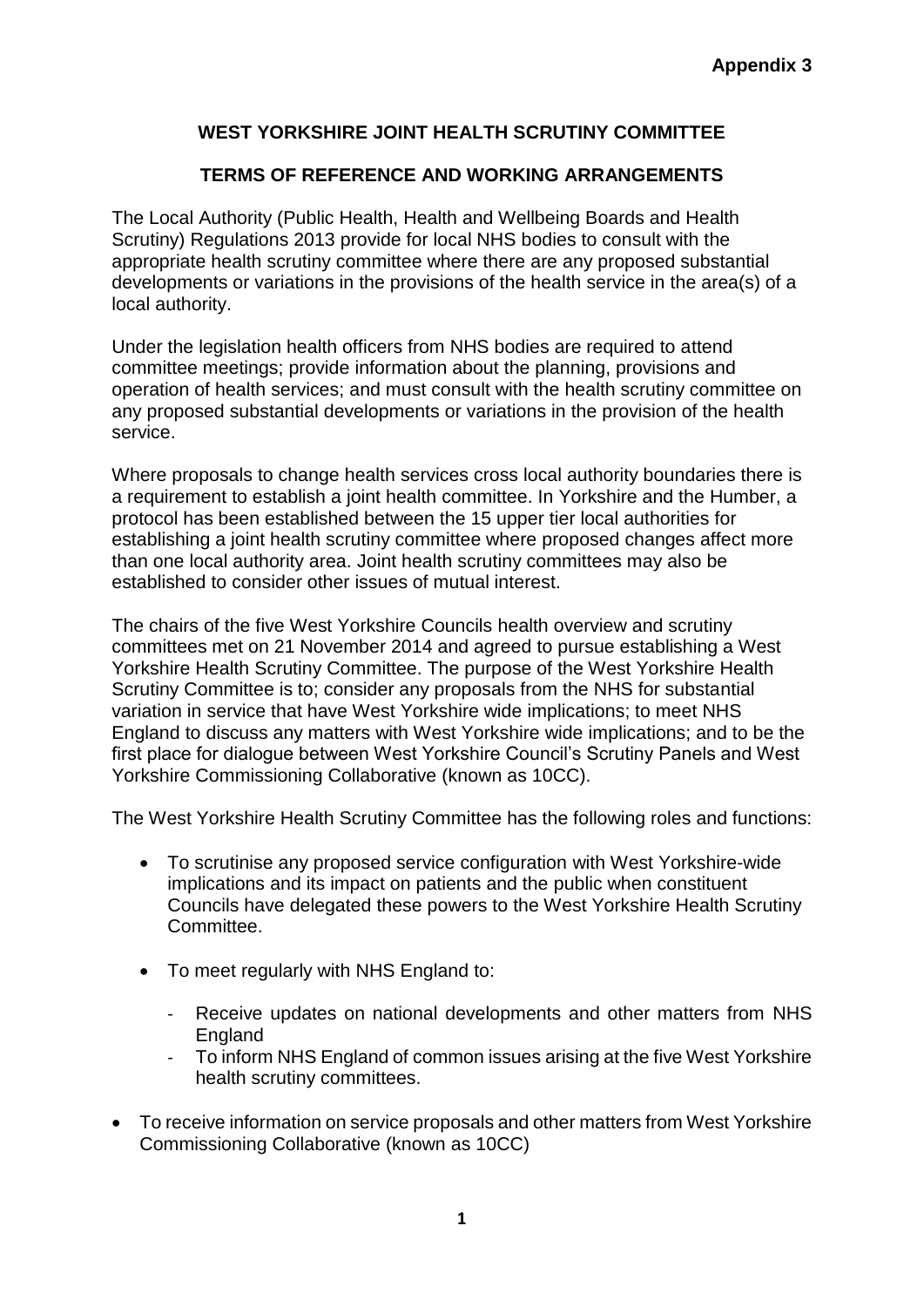**Appendix 3**

# WEST YORKSHIRE JOINT HEALTH SCRUTINY COMMITTEE

## TERMS OF REFERENCE AND WORKING ARRANGEMENTS

The Local Authority (Public Health, Health and Wellbeing Boards and Health Scrutiny) Regulations 2013 provide for local NHS bodies to consult with the appropriate health scrutiny committee where there are any proposed substantial developments or variations in the provisions of the health service in the area(s) of a local authority.

Under the legislation health officers from NHS bodies are required to attend committee meetings; provide information about the planning, provisions and operation of health services; and must consult with the health scrutiny committee on any proposed substantial developments or variations in the provision of the health service.

Where proposals to change health services cross local authority boundaries there is a requirement to establish a joint health committee. In Yorkshire and the Humber, a protocol has been established between the 15 upper tier local authorities for establishing a joint health scrutiny committee where proposed changes affect more than one local authority area. Joint health scrutiny committees may also be established to consider other issues of mutual interest.

The chairs of the five West Yorkshire Councils health overview and scrutiny committees met on 21 November 2014 and agreed to pursue establishing a West Yorkshire Health Scrutiny Committee. The purpose of the West Yorkshire Health Scrutiny Committee is to; consider any proposals from the NHS for substantial variation in service that have West Yorkshire wide implications; to meet NHS England to discuss any matters with West Yorkshire wide implications; and to be the first place for dialogue between West Yorkshire Council's Scrutiny Panels and West Yorkshire Commissioning Collaborative (known as 10CC).

The West Yorkshire Health Scrutiny Committee has the following roles and functions:

- To scrutinise any proposed service configuration with West Yorkshire-wide implications and its impact on patients and the public when constituent Councils have delegated these powers to the West Yorkshire Health Scrutiny Committee.
- To meet regularly with NHS England to:
  - Receive updates on national developments and other matters from NHS England
  - To inform NHS England of common issues arising at the five West Yorkshire health scrutiny committees.
- To receive information on service proposals and other matters from West Yorkshire Commissioning Collaborative (known as 10CC)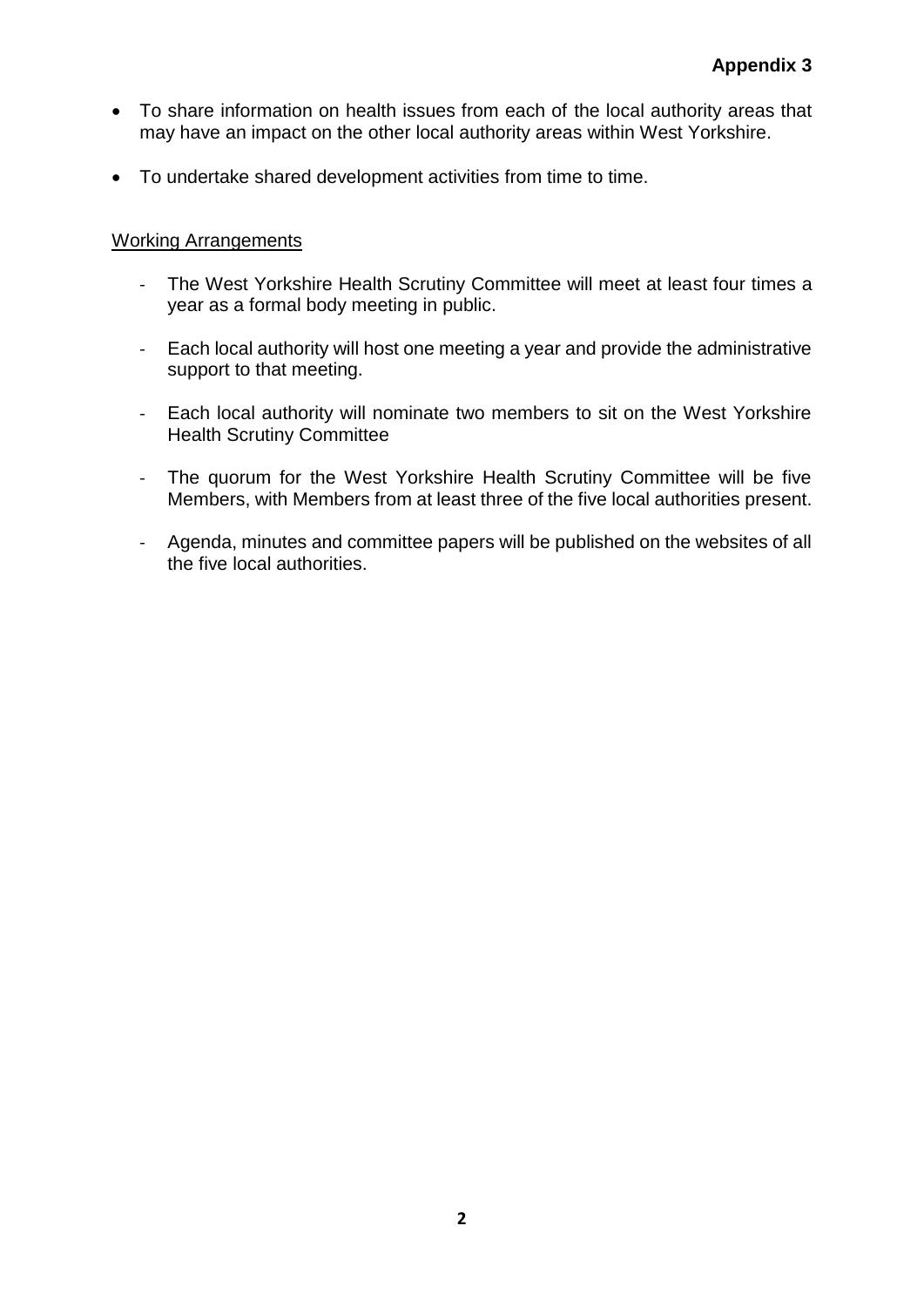**Appendix 3**

- To share information on health issues from each of the local authority areas that may have an impact on the other local authority areas within West Yorkshire.
- To undertake shared development activities from time to time.

Working Arrangements

- The West Yorkshire Health Scrutiny Committee will meet at least four times a year as a formal body meeting in public.
- Each local authority will host one meeting a year and provide the administrative support to that meeting.
- Each local authority will nominate two members to sit on the West Yorkshire Health Scrutiny Committee
- The quorum for the West Yorkshire Health Scrutiny Committee will be five Members, with Members from at least three of the five local authorities present.
- Agenda, minutes and committee papers will be published on the websites of all the five local authorities.